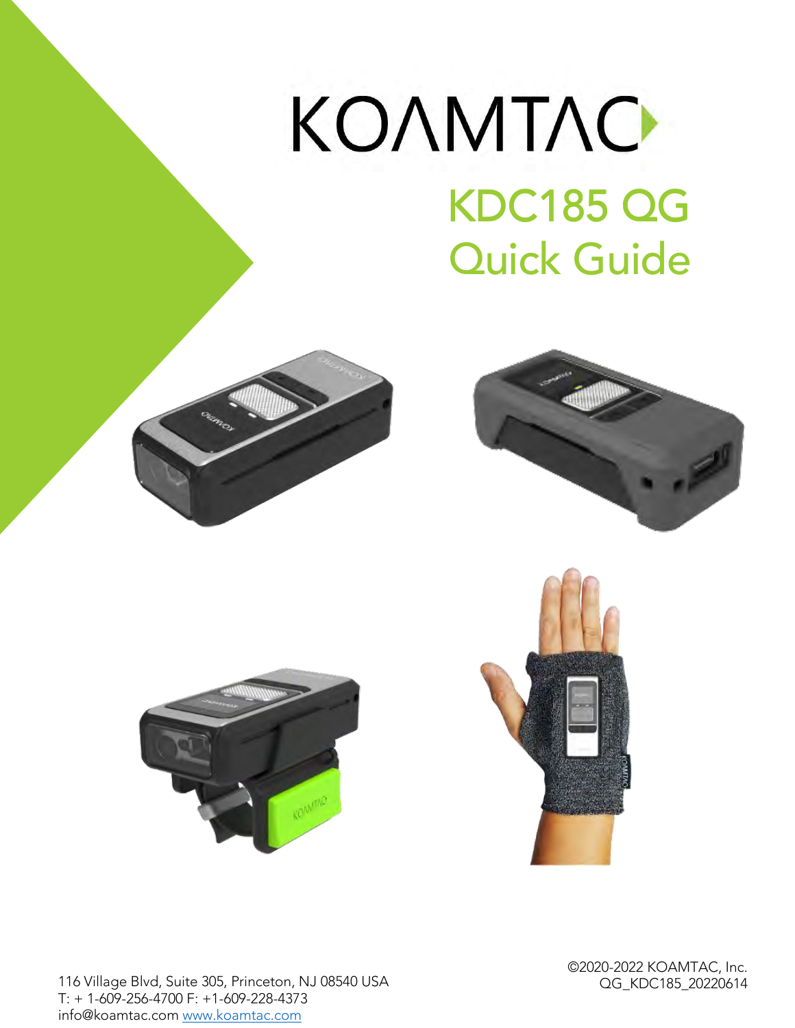# KOAMTAC

## KDC185 QG
## Quick Guide

116 Village Blvd, Suite 305, Princeton, NJ 08540 USA
T: + 1-609-256-4700 F: +1-609-228-4373
info@koamtac.com www.koamtac.com

©2020-2022 KOAMTAC, Inc.
QG_KDC185_20220614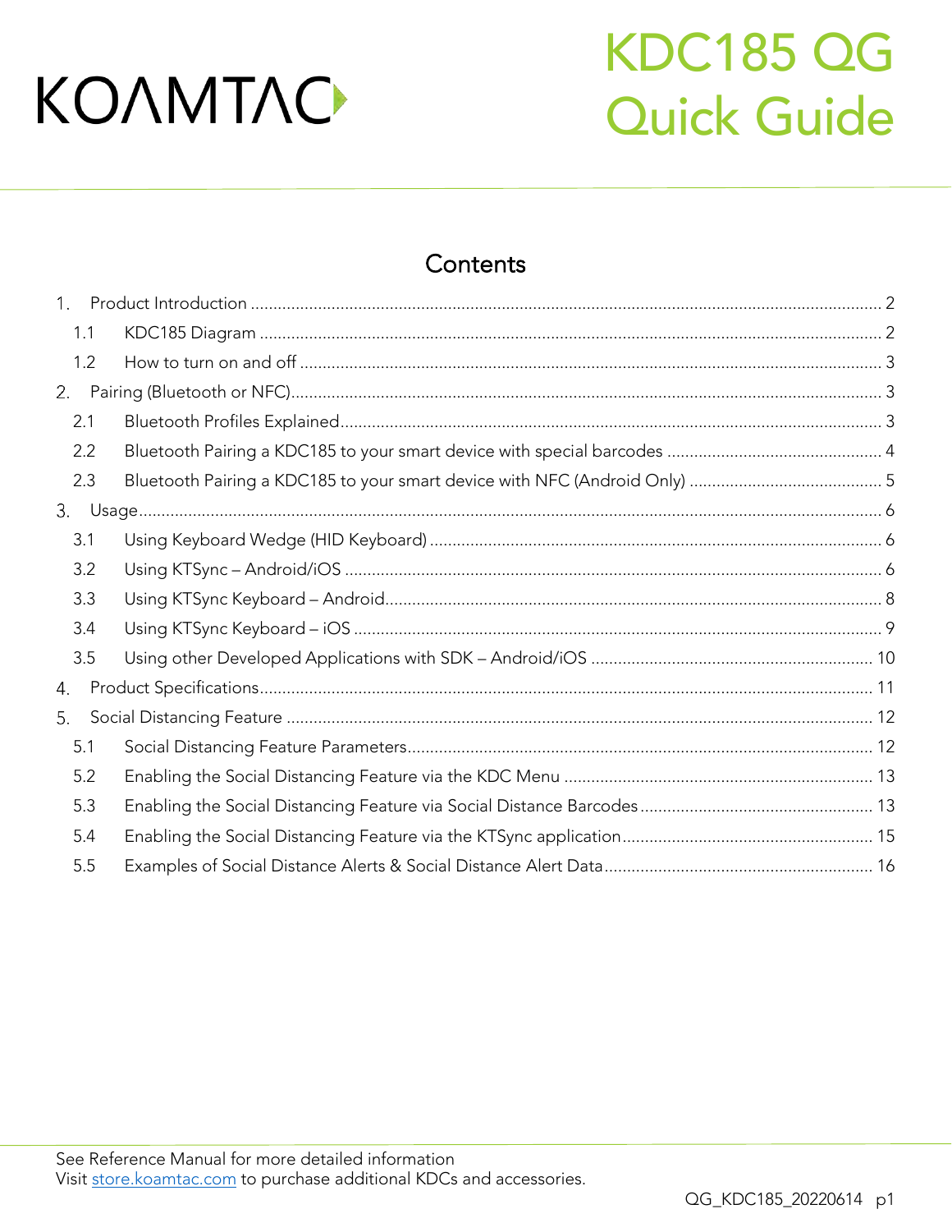KOAMTAC

# KDC185 QG Quick Guide

## Contents

1. Product Introduction ..... 2
   - 1.1 KDC185 Diagram ..... 2
   - 1.2 How to turn on and off ..... 3
2. Pairing (Bluetooth or NFC) ..... 3
   - 2.1 Bluetooth Profiles Explained ..... 3
   - 2.2 Bluetooth Pairing a KDC185 to your smart device with special barcodes ..... 4
   - 2.3 Bluetooth Pairing a KDC185 to your smart device with NFC (Android Only) ..... 5
3. Usage ..... 6
   - 3.1 Using Keyboard Wedge (HID Keyboard) ..... 6
   - 3.2 Using KTSync – Android/iOS ..... 6
   - 3.3 Using KTSync Keyboard – Android ..... 8
   - 3.4 Using KTSync Keyboard – iOS ..... 9
   - 3.5 Using other Developed Applications with SDK – Android/iOS ..... 10
4. Product Specifications ..... 11
5. Social Distancing Feature ..... 12
   - 5.1 Social Distancing Feature Parameters ..... 12
   - 5.2 Enabling the Social Distancing Feature via the KDC Menu ..... 13
   - 5.3 Enabling the Social Distancing Feature via Social Distance Barcodes ..... 13
   - 5.4 Enabling the Social Distancing Feature via the KTSync application ..... 15
   - 5.5 Examples of Social Distance Alerts & Social Distance Alert Data ..... 16

See Reference Manual for more detailed information
Visit [store.koamtac.com](store.koamtac.com) to purchase additional KDCs and accessories.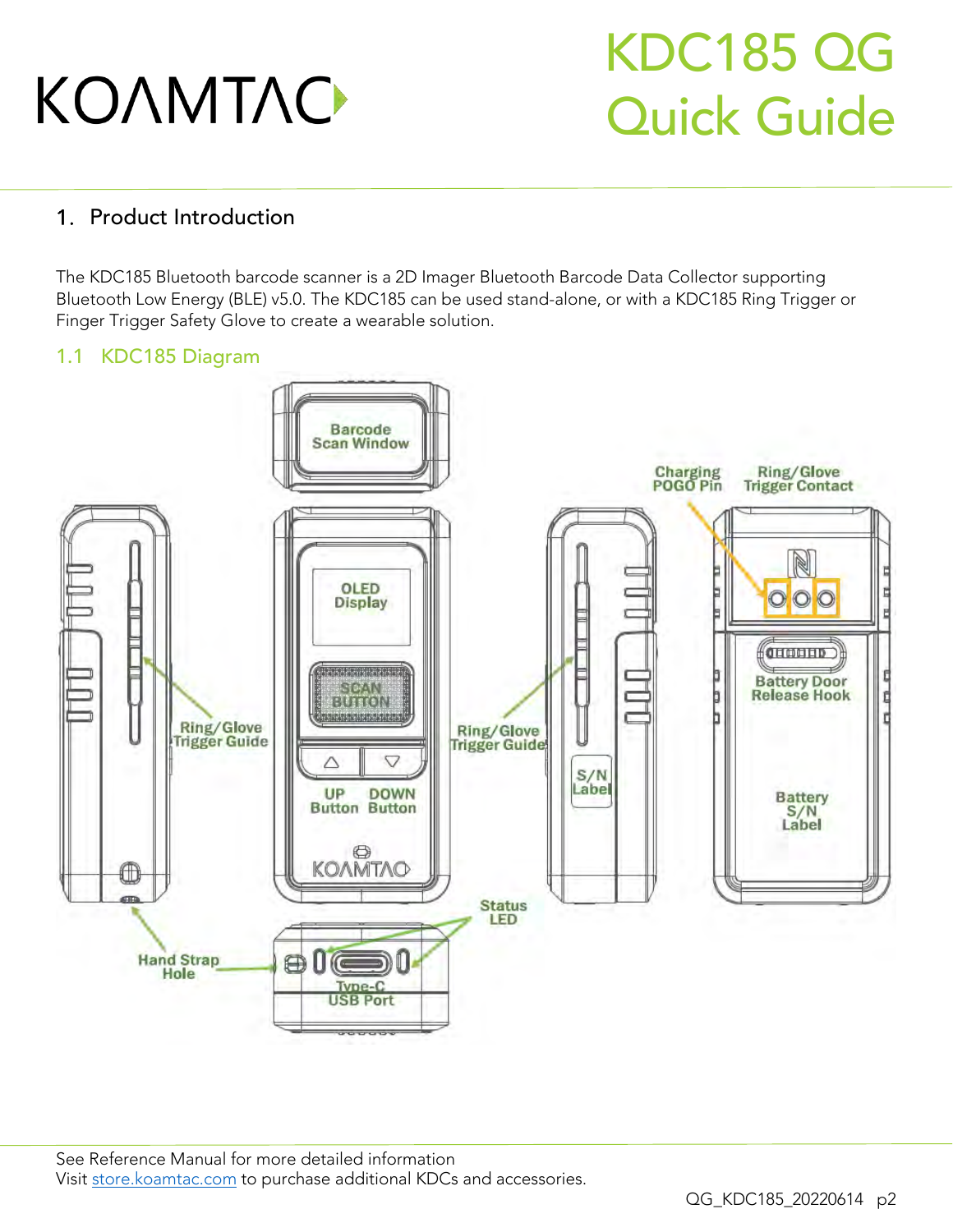# KDC185 QG Quick Guide

## 1. Product Introduction

The KDC185 Bluetooth barcode scanner is a 2D Imager Bluetooth Barcode Data Collector supporting Bluetooth Low Energy (BLE) v5.0. The KDC185 can be used stand-alone, or with a KDC185 Ring Trigger or Finger Trigger Safety Glove to create a wearable solution.

### 1.1 KDC185 Diagram

Barcode Scan Window

OLED Display

SCAN BUTTON

UP Button

DOWN Button

Ring/Glove Trigger Guide

Ring/Glove Trigger Guide

S/N Label

Charging POGO Pin

Ring/Glove Trigger Contact

Battery Door Release Hook

Battery S/N Label

Hand Strap Hole

Status LED

Type-C USB Port

See Reference Manual for more detailed information

Visit store.koamtac.com to purchase additional KDCs and accessories.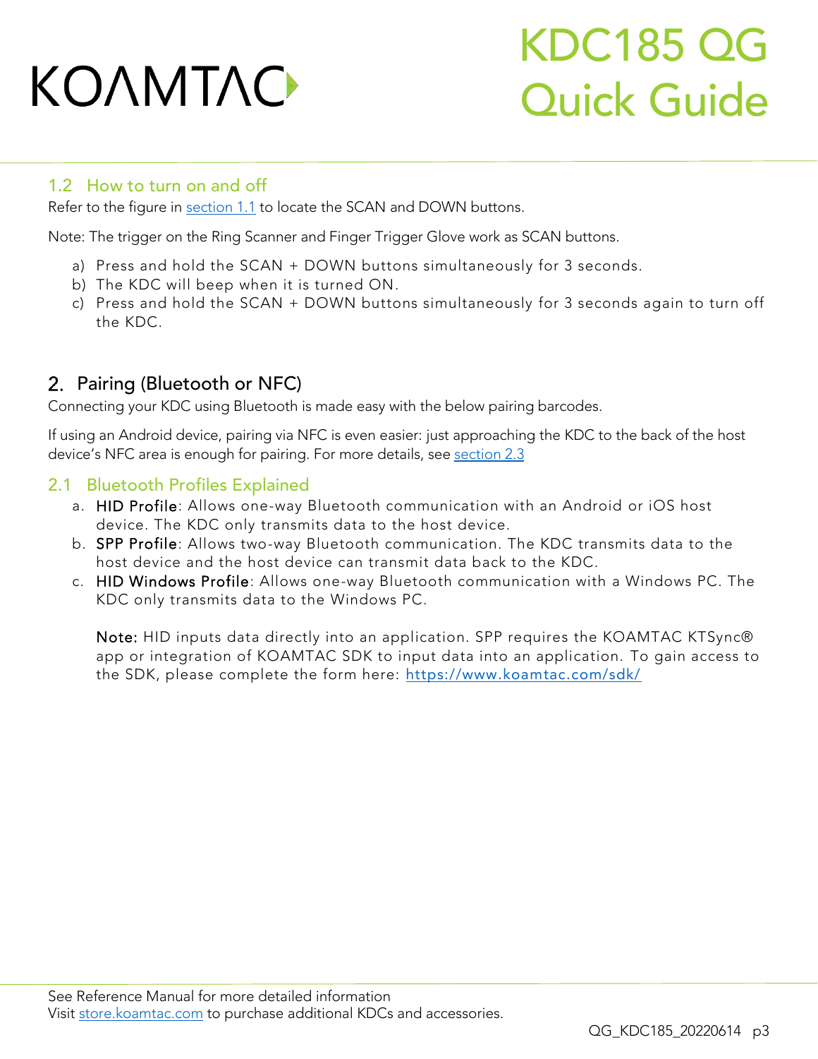## 1.2 How to turn on and off

Refer to the figure in [section 1.1](#) to locate the SCAN and DOWN buttons.

Note: The trigger on the Ring Scanner and Finger Trigger Glove work as SCAN buttons.

a) Press and hold the SCAN + DOWN buttons simultaneously for 3 seconds.
b) The KDC will beep when it is turned ON.
c) Press and hold the SCAN + DOWN buttons simultaneously for 3 seconds again to turn off the KDC.

# 2. Pairing (Bluetooth or NFC)

Connecting your KDC using Bluetooth is made easy with the below pairing barcodes.

If using an Android device, pairing via NFC is even easier: just approaching the KDC to the back of the host device's NFC area is enough for pairing. For more details, see [section 2.3](#)

## 2.1 Bluetooth Profiles Explained

a. HID Profile: Allows one-way Bluetooth communication with an Android or iOS host device. The KDC only transmits data to the host device.
b. SPP Profile: Allows two-way Bluetooth communication. The KDC transmits data to the host device and the host device can transmit data back to the KDC.
c. HID Windows Profile: Allows one-way Bluetooth communication with a Windows PC. The KDC only transmits data to the Windows PC.

   Note: HID inputs data directly into an application. SPP requires the KOAMTAC KTSync® app or integration of KOAMTAC SDK to input data into an application. To gain access to the SDK, please complete the form here: https://www.koamtac.com/sdk/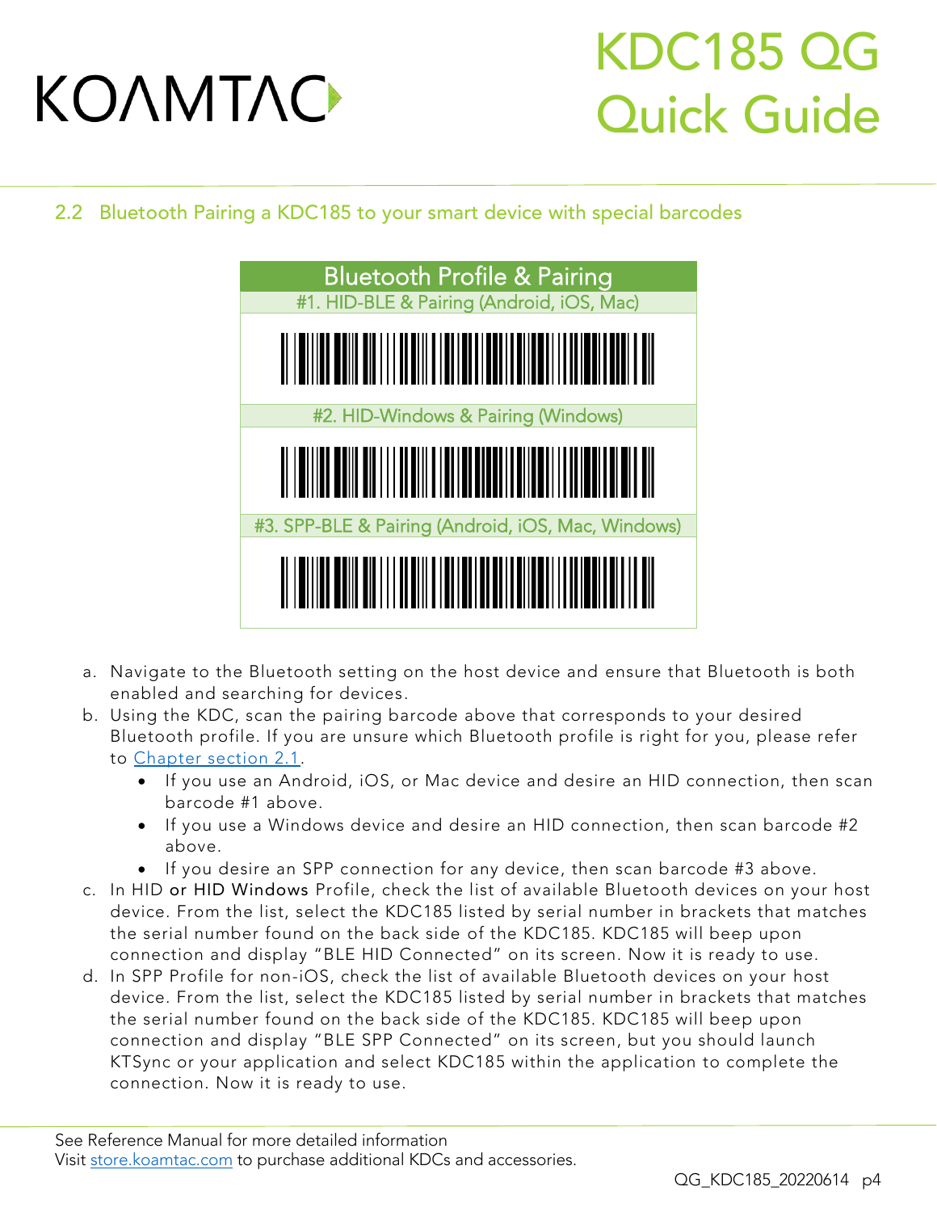## 2.2 Bluetooth Pairing a KDC185 to your smart device with special barcodes

| Bluetooth Profile & Pairing |
| --- |
| #1. HID-BLE & Pairing (Android, iOS, Mac) |
| |
| #2. HID-Windows & Pairing (Windows) |
| |
| #3. SPP-BLE & Pairing (Android, iOS, Mac, Windows) |
| |

a. Navigate to the Bluetooth setting on the host device and ensure that Bluetooth is both enabled and searching for devices.

b. Using the KDC, scan the pairing barcode above that corresponds to your desired Bluetooth profile. If you are unsure which Bluetooth profile is right for you, please refer to Chapter section 2.1.
   - If you use an Android, iOS, or Mac device and desire an HID connection, then scan barcode #1 above.
   - If you use a Windows device and desire an HID connection, then scan barcode #2 above.
   - If you desire an SPP connection for any device, then scan barcode #3 above.

c. In HID or HID Windows Profile, check the list of available Bluetooth devices on your host device. From the list, select the KDC185 listed by serial number in brackets that matches the serial number found on the back side of the KDC185. KDC185 will beep upon connection and display "BLE HID Connected" on its screen. Now it is ready to use.

d. In SPP Profile for non-iOS, check the list of available Bluetooth devices on your host device. From the list, select the KDC185 listed by serial number in brackets that matches the serial number found on the back side of the KDC185. KDC185 will beep upon connection and display "BLE SPP Connected" on its screen, but you should launch KTSync or your application and select KDC185 within the application to complete the connection. Now it is ready to use.

See Reference Manual for more detailed information
Visit store.koamtac.com to purchase additional KDCs and accessories.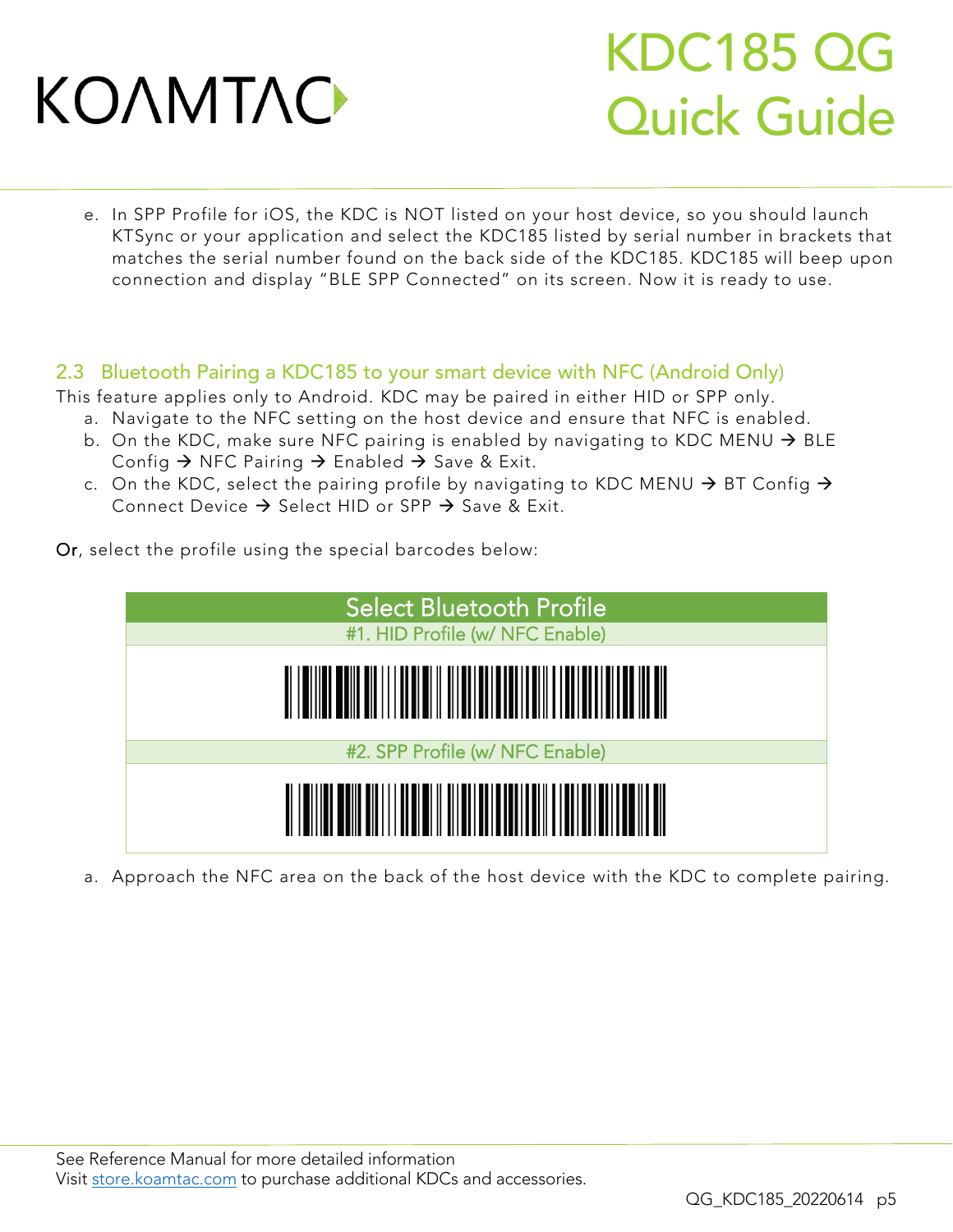e. In SPP Profile for iOS, the KDC is NOT listed on your host device, so you should launch KTSync or your application and select the KDC185 listed by serial number in brackets that matches the serial number found on the back side of the KDC185. KDC185 will beep upon connection and display "BLE SPP Connected" on its screen. Now it is ready to use.

## 2.3 Bluetooth Pairing a KDC185 to your smart device with NFC (Android Only)

This feature applies only to Android. KDC may be paired in either HID or SPP only.

a. Navigate to the NFC setting on the host device and ensure that NFC is enabled.
b. On the KDC, make sure NFC pairing is enabled by navigating to KDC MENU → BLE Config → NFC Pairing → Enabled → Save & Exit.
c. On the KDC, select the pairing profile by navigating to KDC MENU → BT Config → Connect Device → Select HID or SPP → Save & Exit.

Or, select the profile using the special barcodes below:

| Select Bluetooth Profile |
| --- |
| #1. HID Profile (w/ NFC Enable) |
| |
| #2. SPP Profile (w/ NFC Enable) |
| |

a. Approach the NFC area on the back of the host device with the KDC to complete pairing.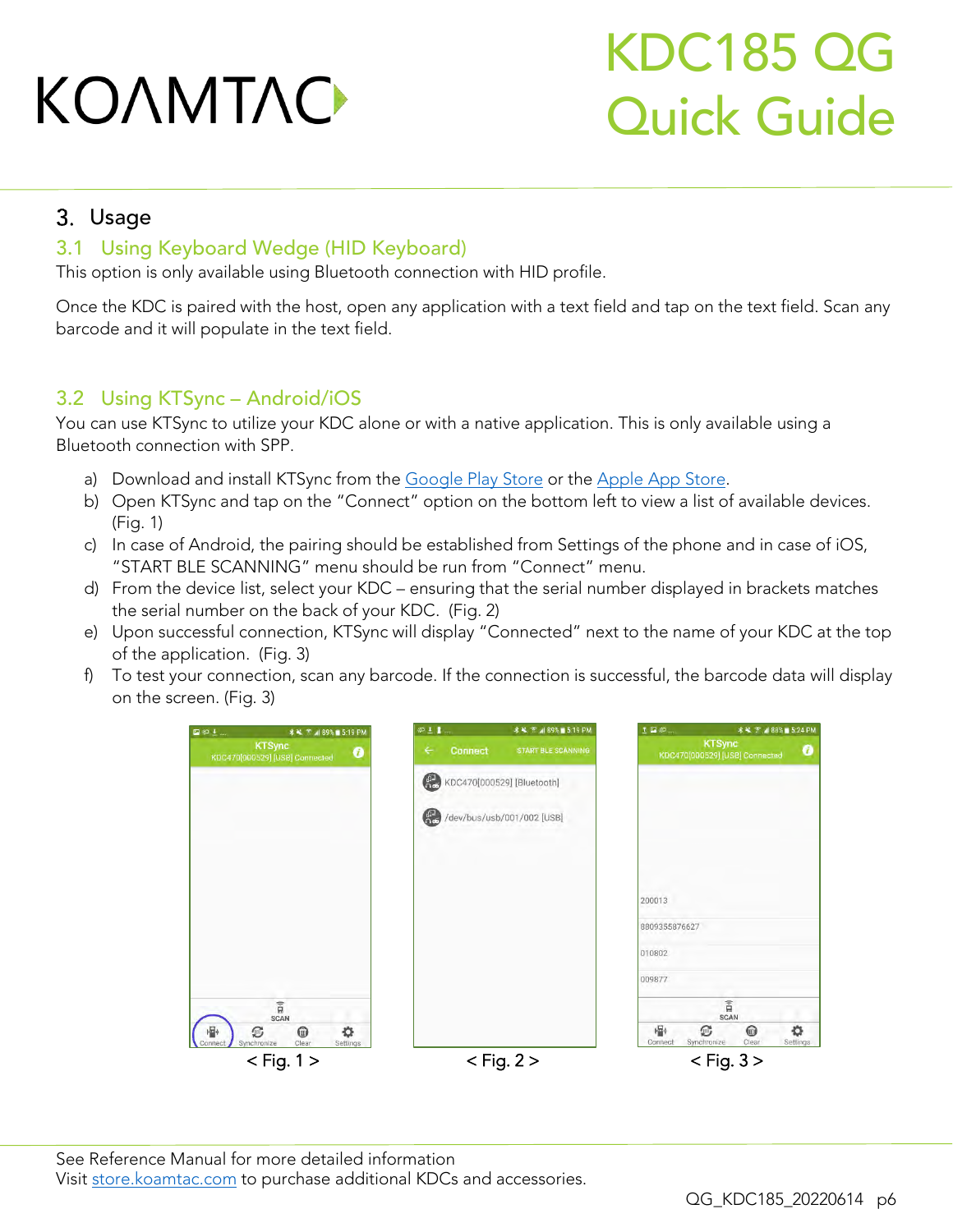## 3. Usage

### 3.1 Using Keyboard Wedge (HID Keyboard)

This option is only available using Bluetooth connection with HID profile.

Once the KDC is paired with the host, open any application with a text field and tap on the text field. Scan any barcode and it will populate in the text field.

### 3.2 Using KTSync – Android/iOS

You can use KTSync to utilize your KDC alone or with a native application. This is only available using a Bluetooth connection with SPP.

a) Download and install KTSync from the Google Play Store or the Apple App Store.
b) Open KTSync and tap on the "Connect" option on the bottom left to view a list of available devices. (Fig. 1)
c) In case of Android, the pairing should be established from Settings of the phone and in case of iOS, "START BLE SCANNING" menu should be run from "Connect" menu.
d) From the device list, select your KDC – ensuring that the serial number displayed in brackets matches the serial number on the back of your KDC. (Fig. 2)
e) Upon successful connection, KTSync will display "Connected" next to the name of your KDC at the top of the application. (Fig. 3)
f) To test your connection, scan any barcode. If the connection is successful, the barcode data will display on the screen. (Fig. 3)

< Fig. 1 >

< Fig. 2 >

< Fig. 3 >

See Reference Manual for more detailed information
Visit store.koamtac.com to purchase additional KDCs and accessories.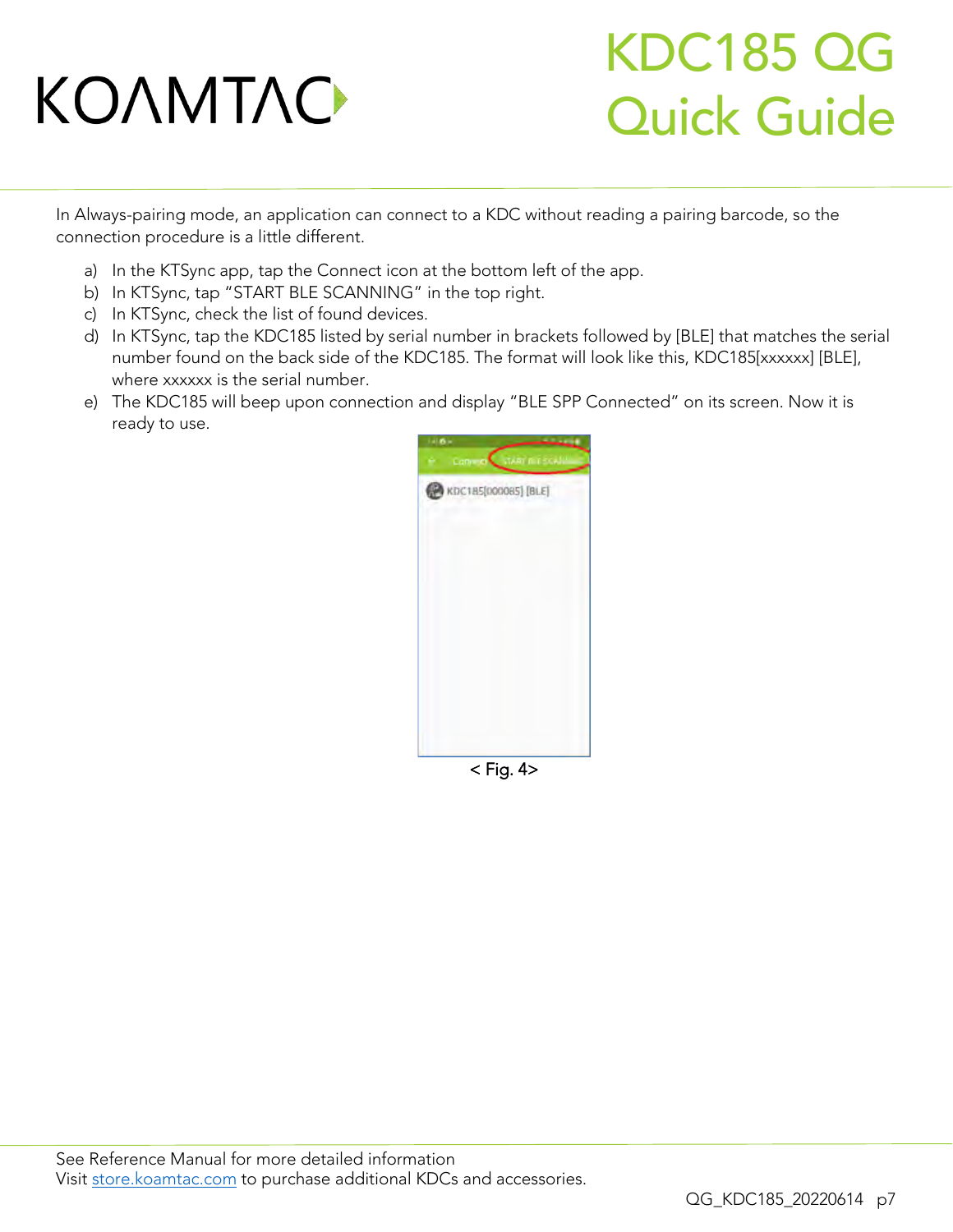In Always-pairing mode, an application can connect to a KDC without reading a pairing barcode, so the connection procedure is a little different.

a) In the KTSync app, tap the Connect icon at the bottom left of the app.
b) In KTSync, tap "START BLE SCANNING" in the top right.
c) In KTSync, check the list of found devices.
d) In KTSync, tap the KDC185 listed by serial number in brackets followed by [BLE] that matches the serial number found on the back side of the KDC185. The format will look like this, KDC185[xxxxxx] [BLE], where xxxxxx is the serial number.
e) The KDC185 will beep upon connection and display "BLE SPP Connected" on its screen. Now it is ready to use.

< Fig. 4>

See Reference Manual for more detailed information
Visit store.koamtac.com to purchase additional KDCs and accessories.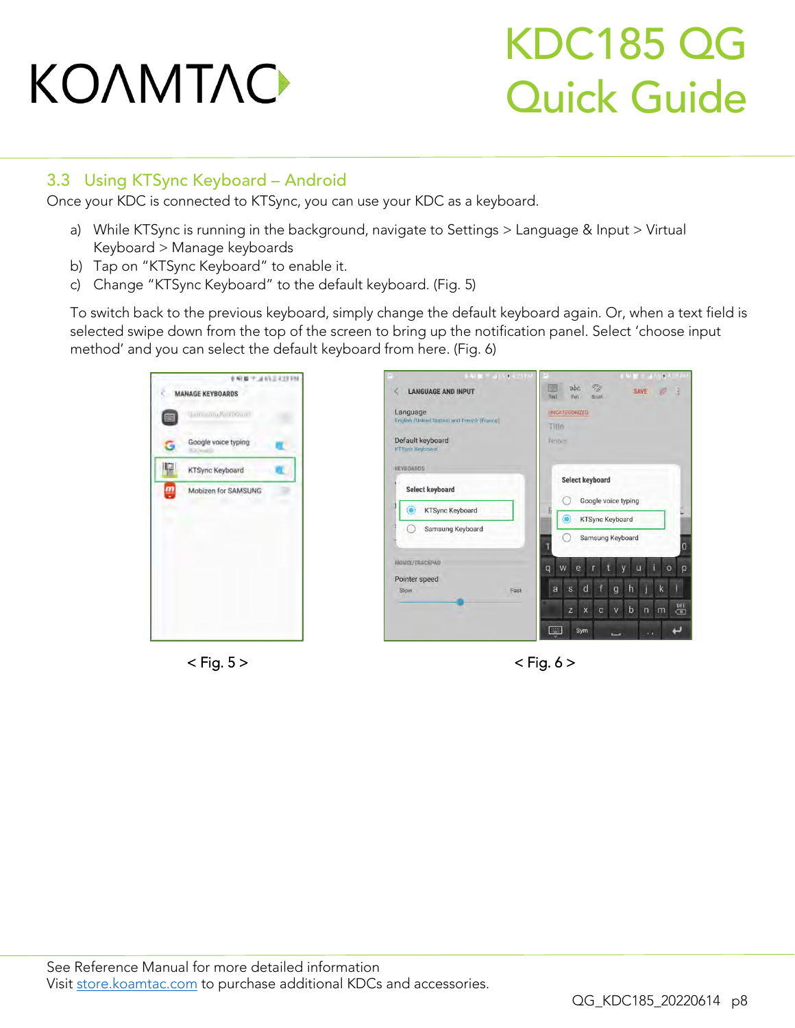## 3.3 Using KTSync Keyboard – Android

Once your KDC is connected to KTSync, you can use your KDC as a keyboard.

a) While KTSync is running in the background, navigate to Settings > Language & Input > Virtual Keyboard > Manage keyboards
b) Tap on "KTSync Keyboard" to enable it.
c) Change "KTSync Keyboard" to the default keyboard. (Fig. 5)

To switch back to the previous keyboard, simply change the default keyboard again. Or, when a text field is selected swipe down from the top of the screen to bring up the notification panel. Select 'choose input method' and you can select the default keyboard from here. (Fig. 6)

< Fig. 5 >

< Fig. 6 >

See Reference Manual for more detailed information
Visit store.koamtac.com to purchase additional KDCs and accessories.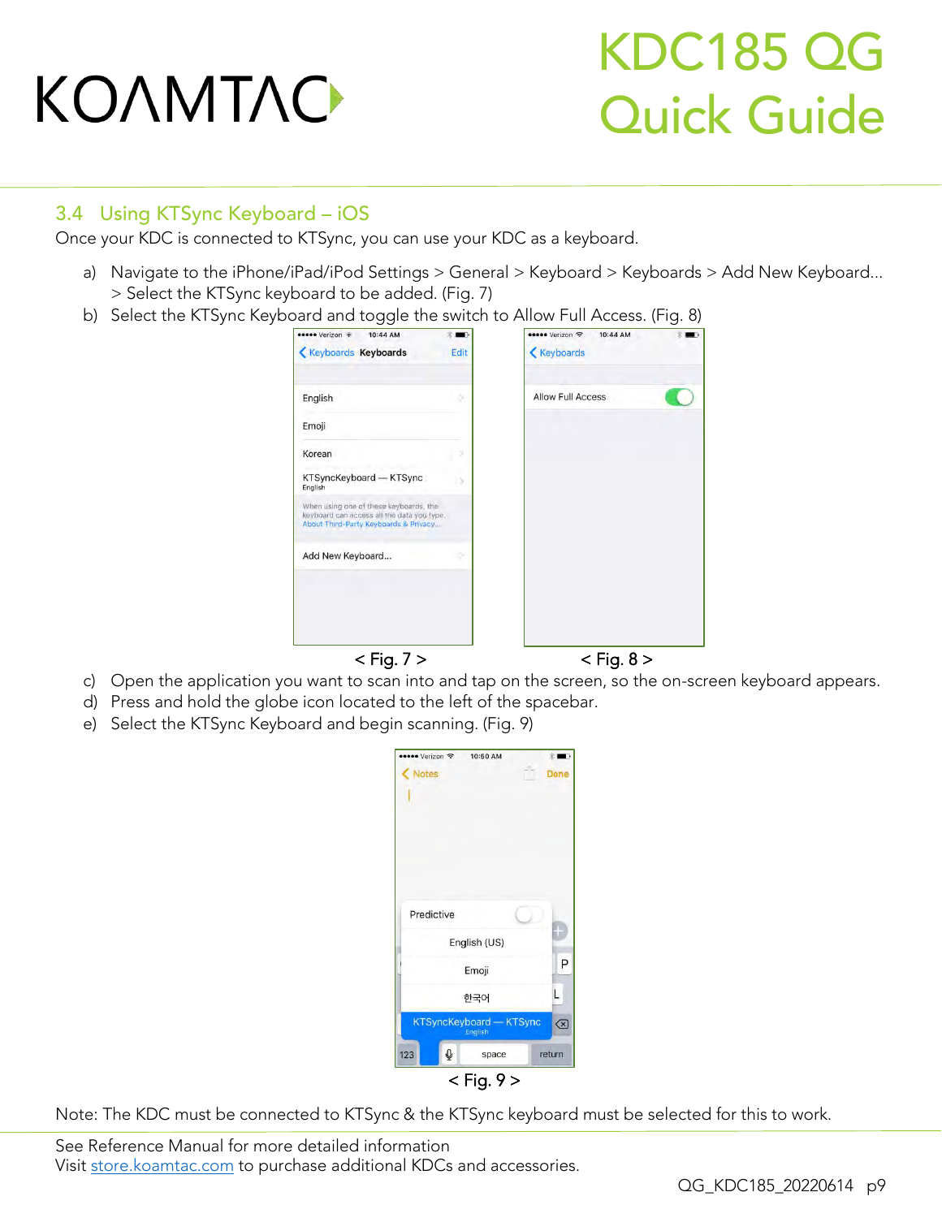# KDC185 QG Quick Guide

## 3.4 Using KTSync Keyboard – iOS

Once your KDC is connected to KTSync, you can use your KDC as a keyboard.

a) Navigate to the iPhone/iPad/iPod Settings > General > Keyboard > Keyboards > Add New Keyboard... > Select the KTSync keyboard to be added. (Fig. 7)

b) Select the KTSync Keyboard and toggle the switch to Allow Full Access. (Fig. 8)

< Fig. 7 >

< Fig. 8 >

c) Open the application you want to scan into and tap on the screen, so the on-screen keyboard appears.

d) Press and hold the globe icon located to the left of the spacebar.

e) Select the KTSync Keyboard and begin scanning. (Fig. 9)

< Fig. 9 >

Note: The KDC must be connected to KTSync & the KTSync keyboard must be selected for this to work.

See Reference Manual for more detailed information

Visit store.koamtac.com to purchase additional KDCs and accessories.

QG_KDC185_20220614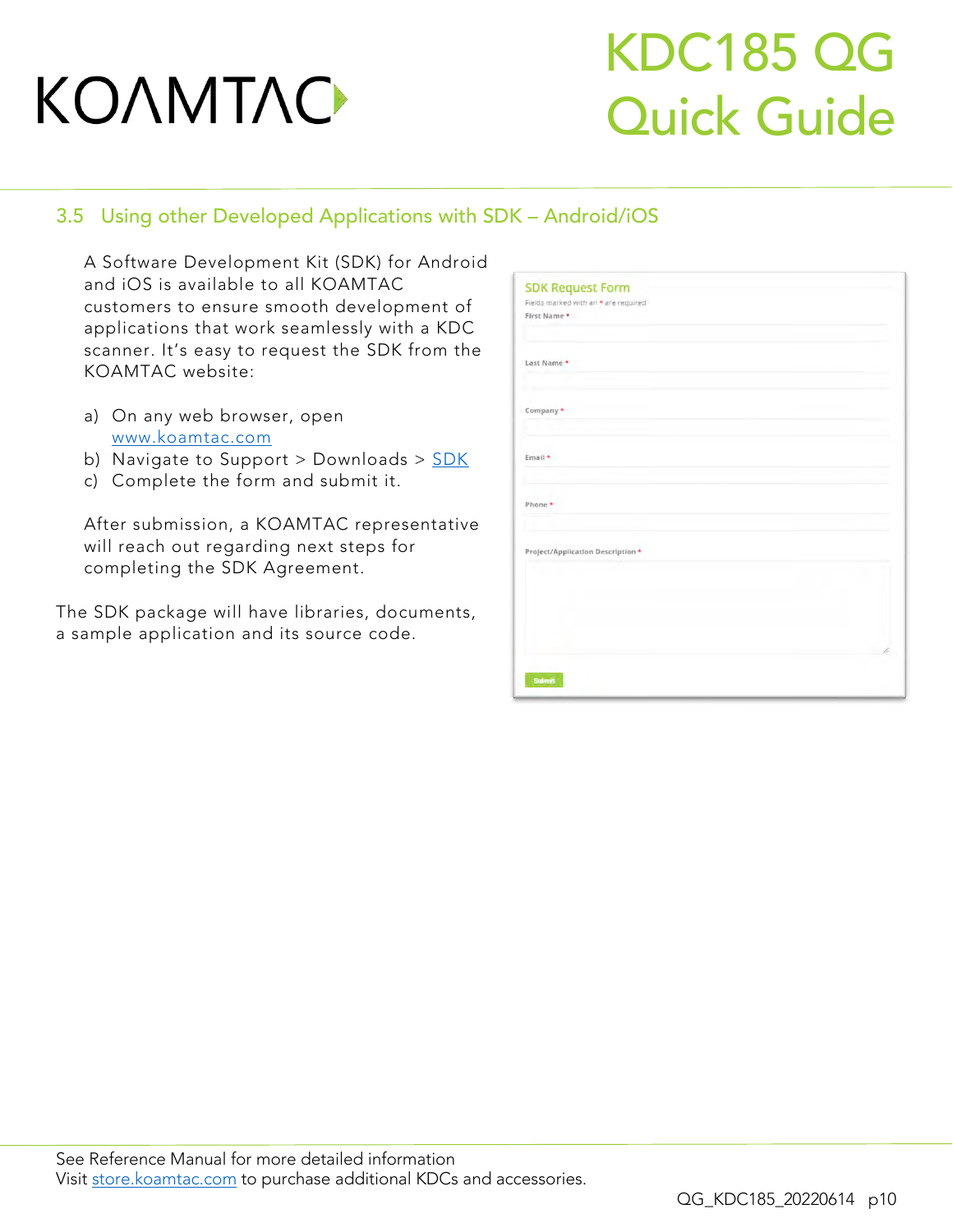## 3.5 Using other Developed Applications with SDK – Android/iOS

A Software Development Kit (SDK) for Android and iOS is available to all KOAMTAC customers to ensure smooth development of applications that work seamlessly with a KDC scanner. It's easy to request the SDK from the KOAMTAC website:

a) On any web browser, open www.koamtac.com
b) Navigate to Support > Downloads > SDK
c) Complete the form and submit it.

After submission, a KOAMTAC representative will reach out regarding next steps for completing the SDK Agreement.

The SDK package will have libraries, documents, a sample application and its source code.

SDK Request Form

Fields marked with an * are required

First Name *

Last Name *

Company *

Email *

Phone *

Project/Application Description *

Submit

See Reference Manual for more detailed information
Visit store.koamtac.com to purchase additional KDCs and accessories.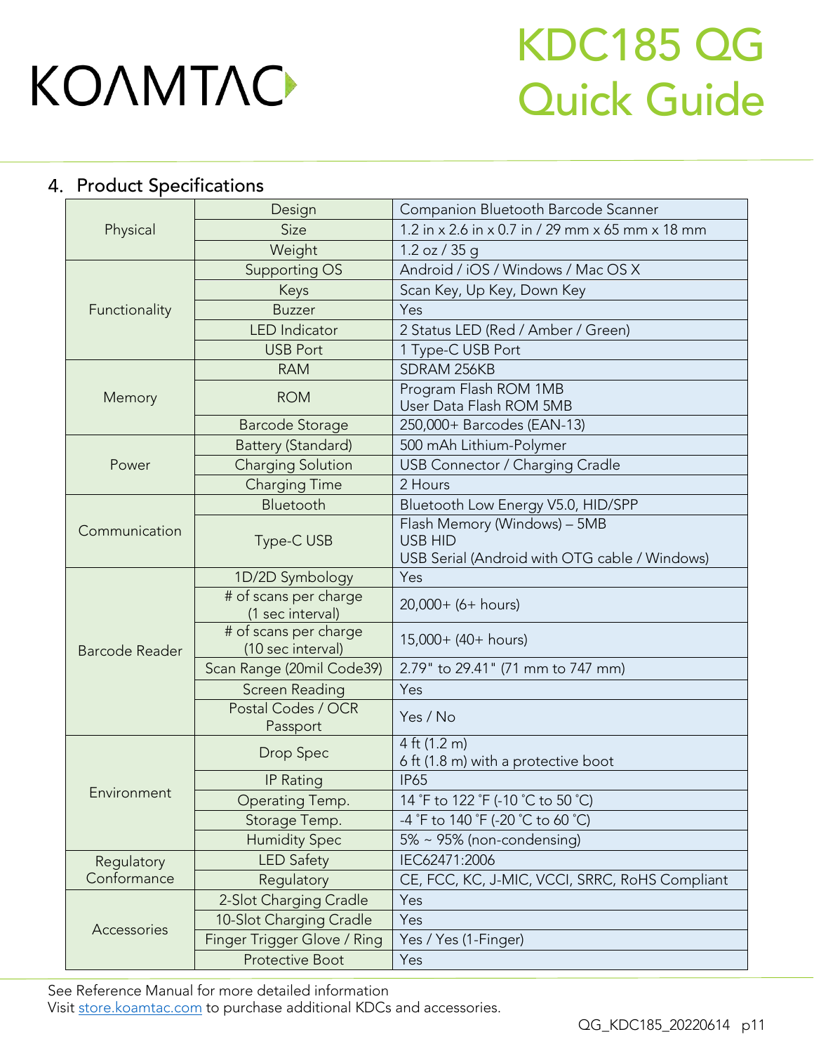## 4. Product Specifications

| | | |
|---|---|---|
| Physical | Design | Companion Bluetooth Barcode Scanner |
| | Size | 1.2 in x 2.6 in x 0.7 in / 29 mm x 65 mm x 18 mm |
| | Weight | 1.2 oz / 35 g |
| Functionality | Supporting OS | Android / iOS / Windows / Mac OS X |
| | Keys | Scan Key, Up Key, Down Key |
| | Buzzer | Yes |
| | LED Indicator | 2 Status LED (Red / Amber / Green) |
| | USB Port | 1 Type-C USB Port |
| Memory | RAM | SDRAM 256KB |
| | ROM | Program Flash ROM 1MB<br>User Data Flash ROM 5MB |
| | Barcode Storage | 250,000+ Barcodes (EAN-13) |
| Power | Battery (Standard) | 500 mAh Lithium-Polymer |
| | Charging Solution | USB Connector / Charging Cradle |
| | Charging Time | 2 Hours |
| Communication | Bluetooth | Bluetooth Low Energy V5.0, HID/SPP |
| | Type-C USB | Flash Memory (Windows) – 5MB<br>USB HID<br>USB Serial (Android with OTG cable / Windows) |
| Barcode Reader | 1D/2D Symbology | Yes |
| | # of scans per charge (1 sec interval) | 20,000+ (6+ hours) |
| | # of scans per charge (10 sec interval) | 15,000+ (40+ hours) |
| | Scan Range (20mil Code39) | 2.79" to 29.41" (71 mm to 747 mm) |
| | Screen Reading | Yes |
| | Postal Codes / OCR Passport | Yes / No |
| Environment | Drop Spec | 4 ft (1.2 m)<br>6 ft (1.8 m) with a protective boot |
| | IP Rating | IP65 |
| | Operating Temp. | 14 ˚F to 122 ˚F (-10 ˚C to 50 ˚C) |
| | Storage Temp. | -4 ˚F to 140 ˚F (-20 ˚C to 60 ˚C) |
| | Humidity Spec | 5% ~ 95% (non-condensing) |
| Regulatory Conformance | LED Safety | IEC62471:2006 |
| | Regulatory | CE, FCC, KC, J-MIC, VCCI, SRRC, RoHS Compliant |
| Accessories | 2-Slot Charging Cradle | Yes |
| | 10-Slot Charging Cradle | Yes |
| | Finger Trigger Glove / Ring | Yes / Yes (1-Finger) |
| | Protective Boot | Yes |

See Reference Manual for more detailed information
Visit store.koamtac.com to purchase additional KDCs and accessories.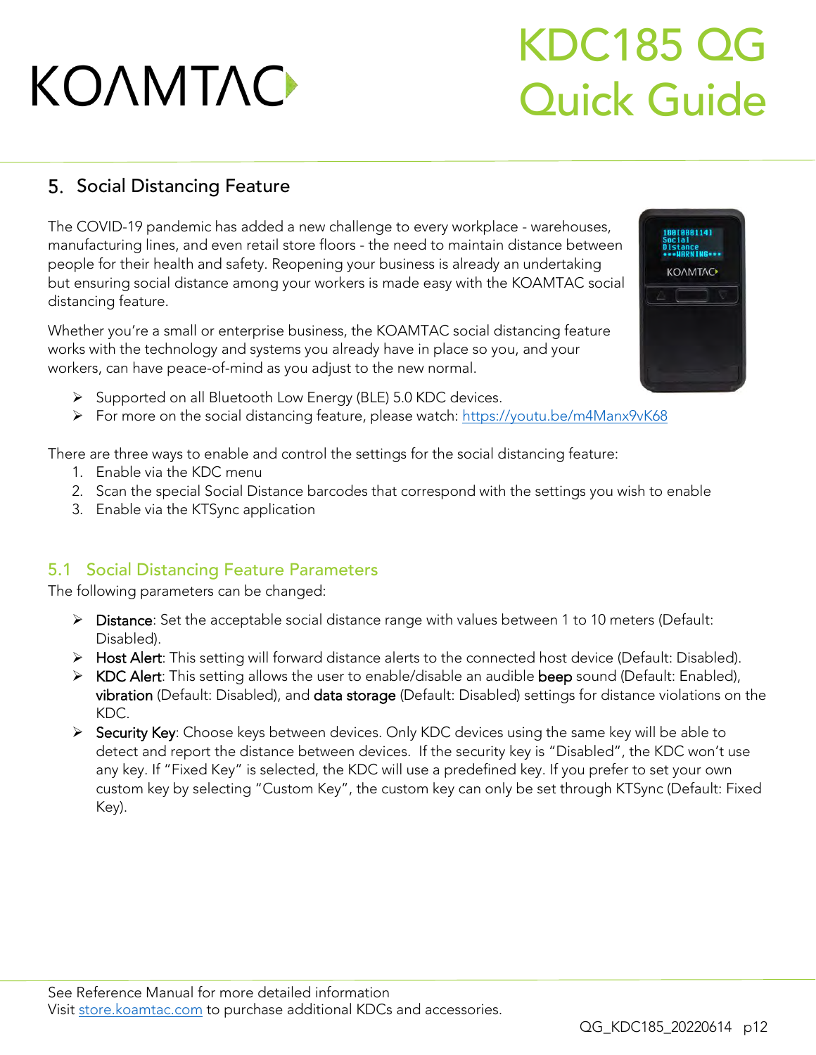## 5. Social Distancing Feature

The COVID-19 pandemic has added a new challenge to every workplace - warehouses, manufacturing lines, and even retail store floors - the need to maintain distance between people for their health and safety. Reopening your business is already an undertaking but ensuring social distance among your workers is made easy with the KOAMTAC social distancing feature.

Whether you're a small or enterprise business, the KOAMTAC social distancing feature works with the technology and systems you already have in place so you, and your workers, can have peace-of-mind as you adjust to the new normal.

- Supported on all Bluetooth Low Energy (BLE) 5.0 KDC devices.
- For more on the social distancing feature, please watch: https://youtu.be/m4Manx9vK68

There are three ways to enable and control the settings for the social distancing feature:

1. Enable via the KDC menu
2. Scan the special Social Distance barcodes that correspond with the settings you wish to enable
3. Enable via the KTSync application

### 5.1 Social Distancing Feature Parameters

The following parameters can be changed:

- Distance: Set the acceptable social distance range with values between 1 to 10 meters (Default: Disabled).
- Host Alert: This setting will forward distance alerts to the connected host device (Default: Disabled).
- KDC Alert: This setting allows the user to enable/disable an audible beep sound (Default: Enabled), vibration (Default: Disabled), and data storage (Default: Disabled) settings for distance violations on the KDC.
- Security Key: Choose keys between devices. Only KDC devices using the same key will be able to detect and report the distance between devices. If the security key is "Disabled", the KDC won't use any key. If "Fixed Key" is selected, the KDC will use a predefined key. If you prefer to set your own custom key by selecting "Custom Key", the custom key can only be set through KTSync (Default: Fixed Key).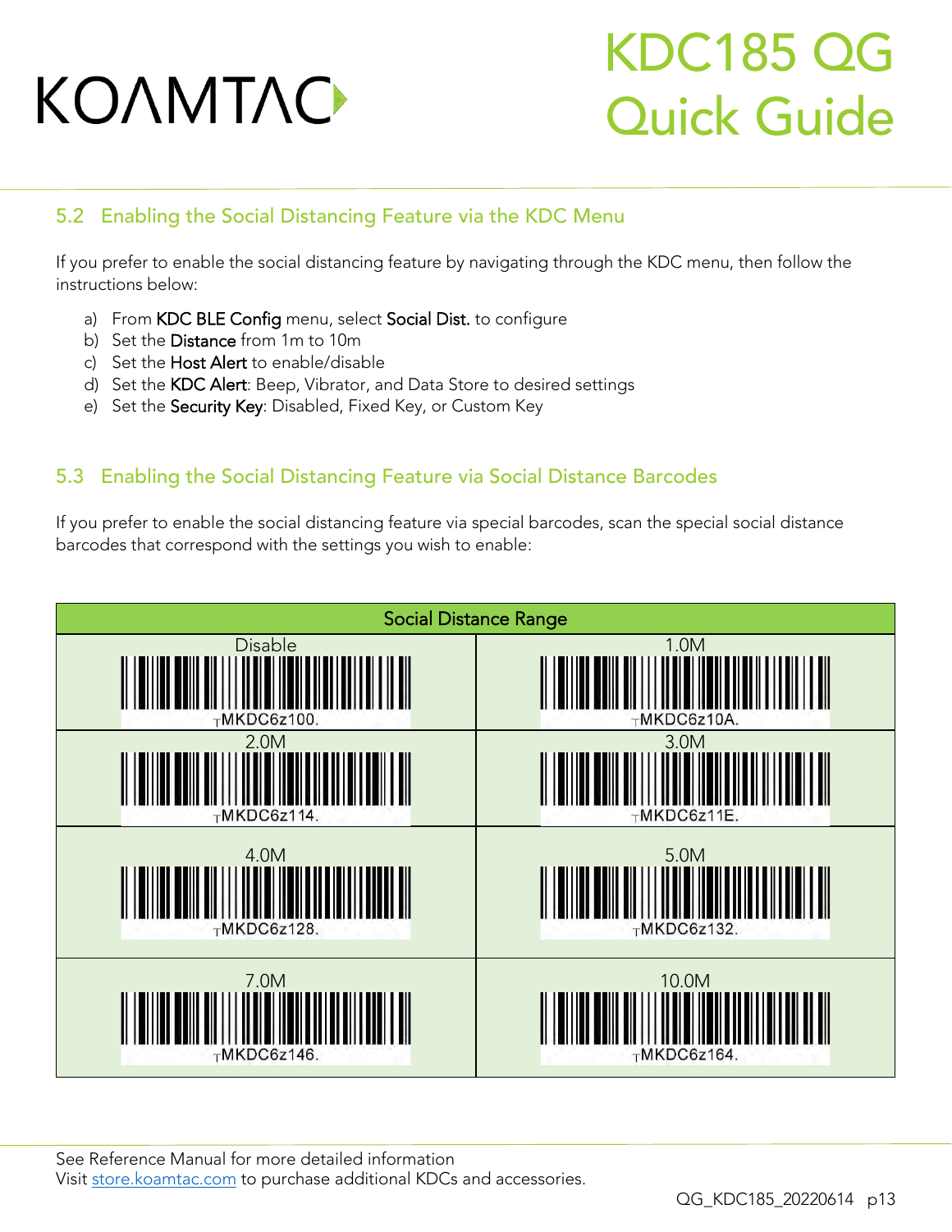## 5.2 Enabling the Social Distancing Feature via the KDC Menu

If you prefer to enable the social distancing feature by navigating through the KDC menu, then follow the instructions below:

a) From **KDC BLE Config** menu, select **Social Dist.** to configure
b) Set the **Distance** from 1m to 10m
c) Set the **Host Alert** to enable/disable
d) Set the **KDC Alert**: Beep, Vibrator, and Data Store to desired settings
e) Set the **Security Key**: Disabled, Fixed Key, or Custom Key

## 5.3 Enabling the Social Distancing Feature via Social Distance Barcodes

If you prefer to enable the social distancing feature via special barcodes, scan the special social distance barcodes that correspond with the settings you wish to enable:

| Social Distance Range | |
|---|---|
| Disable<br>MKDC6z100. | 1.0M<br>MKDC6z10A. |
| 2.0M<br>MKDC6z114. | 3.0M<br>MKDC6z11E. |
| 4.0M<br>MKDC6z128. | 5.0M<br>MKDC6z132. |
| 7.0M<br>MKDC6z146. | 10.0M<br>MKDC6z164. |

See Reference Manual for more detailed information
Visit store.koamtac.com to purchase additional KDCs and accessories.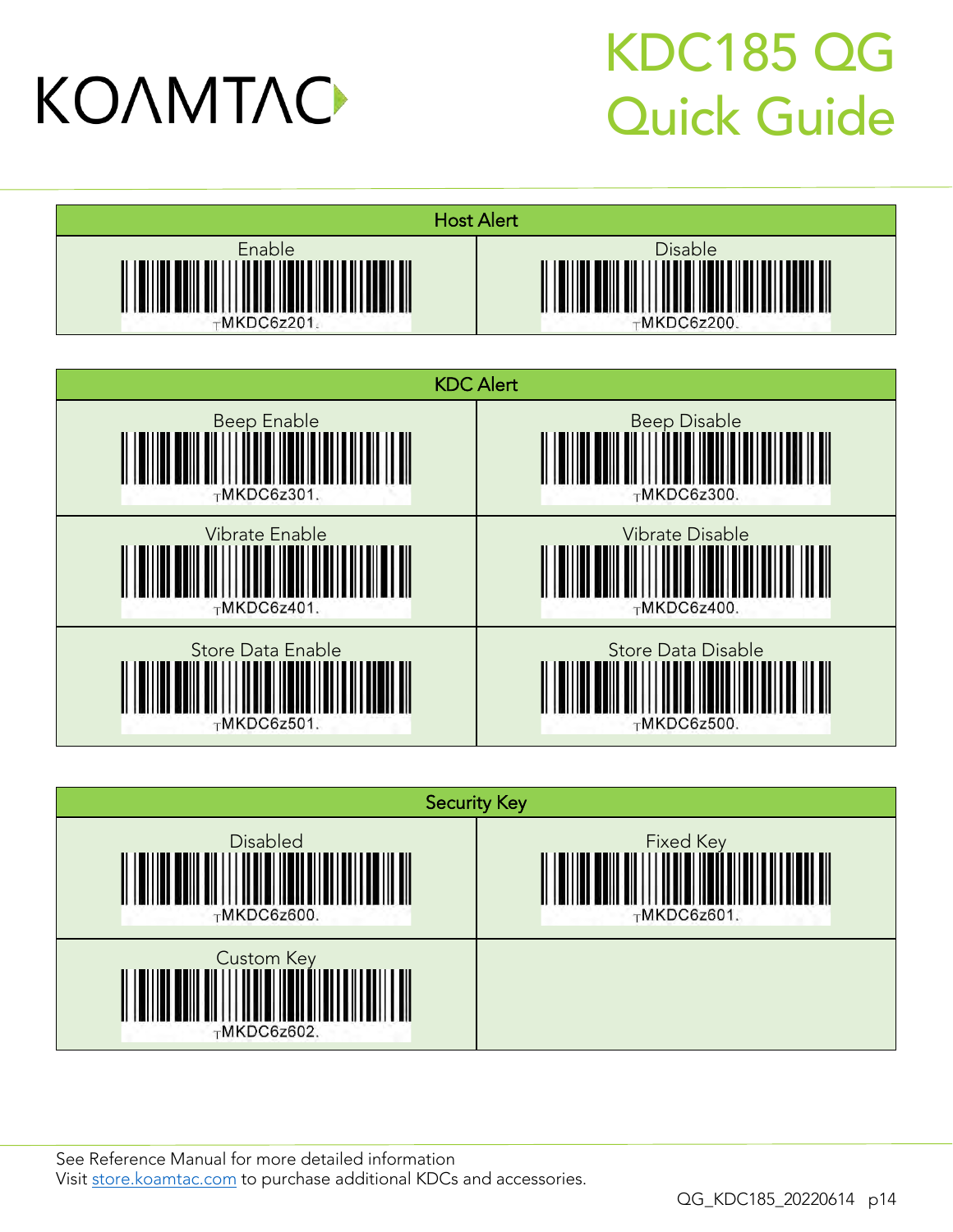# KDC185 QG Quick Guide

| Host Alert | |
|---|---|
| Enable | Disable |
| MKDC6z201. | MKDC6z200. |

| KDC Alert | |
|---|---|
| Beep Enable | Beep Disable |
| MKDC6z301. | MKDC6z300. |
| Vibrate Enable | Vibrate Disable |
| MKDC6z401. | MKDC6z400. |
| Store Data Enable | Store Data Disable |
| MKDC6z501. | MKDC6z500. |

| Security Key | |
|---|---|
| Disabled | Fixed Key |
| MKDC6z600. | MKDC6z601. |
| Custom Key | |
| MKDC6z602. | |

See Reference Manual for more detailed information
Visit store.koamtac.com to purchase additional KDCs and accessories.

QG_KDC185_20220614 p14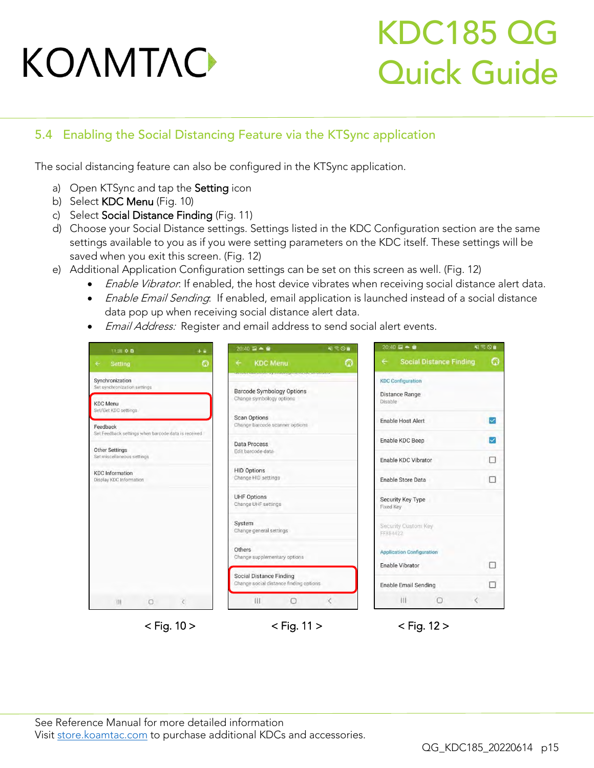## 5.4 Enabling the Social Distancing Feature via the KTSync application

The social distancing feature can also be configured in the KTSync application.

a) Open KTSync and tap the **Setting** icon
b) Select **KDC Menu** (Fig. 10)
c) Select **Social Distance Finding** (Fig. 11)
d) Choose your Social Distance settings. Settings listed in the KDC Configuration section are the same settings available to you as if you were setting parameters on the KDC itself. These settings will be saved when you exit this screen. (Fig. 12)
e) Additional Application Configuration settings can be set on this screen as well. (Fig. 12)
  - *Enable Vibrator*: If enabled, the host device vibrates when receiving social distance alert data.
  - *Enable Email Sending*: If enabled, email application is launched instead of a social distance data pop up when receiving social distance alert data.
  - *Email Address:* Register and email address to send social alert events.

< Fig. 10 >

< Fig. 11 >

< Fig. 12 >

See Reference Manual for more detailed information
Visit store.koamtac.com to purchase additional KDCs and accessories.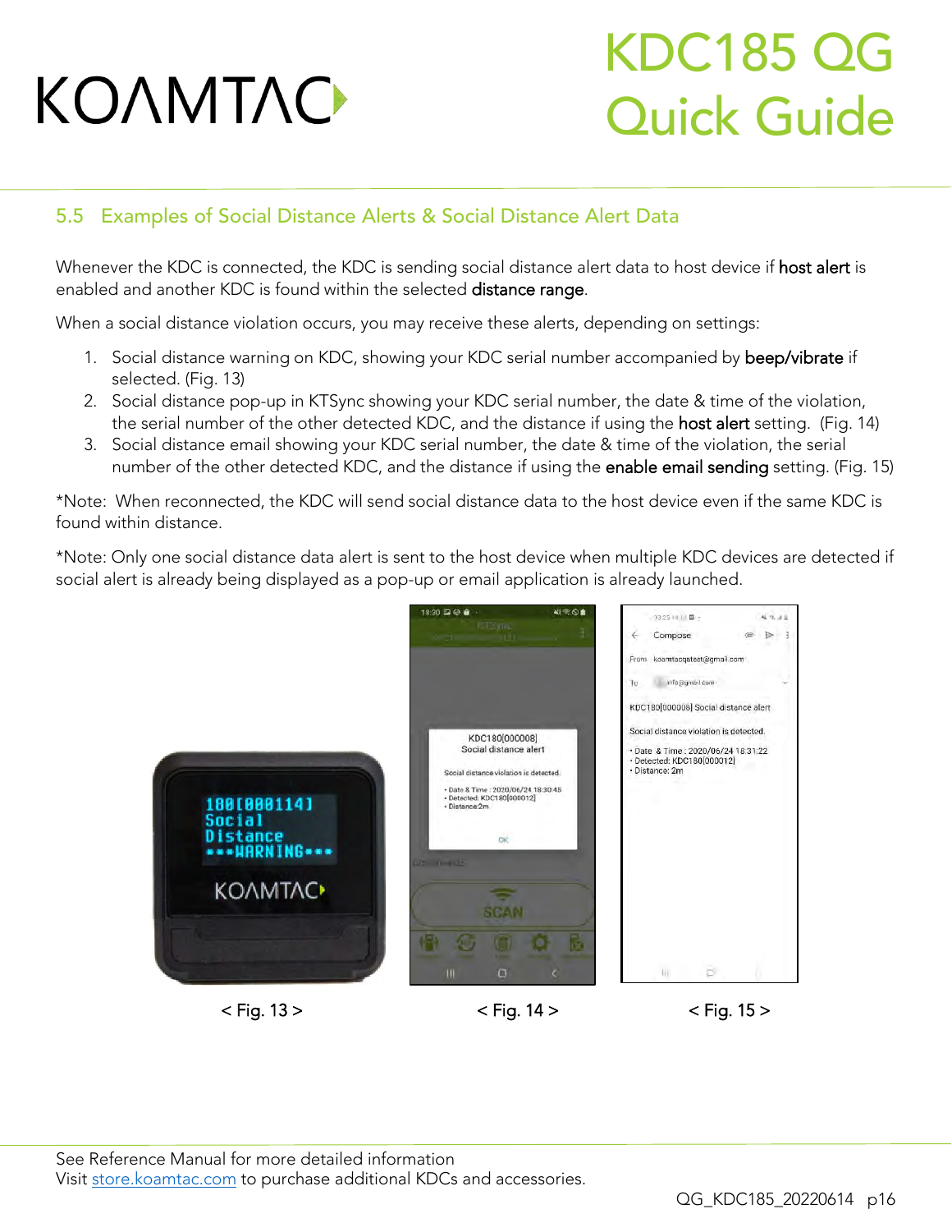## 5.5 Examples of Social Distance Alerts & Social Distance Alert Data

Whenever the KDC is connected, the KDC is sending social distance alert data to host device if **host alert** is enabled and another KDC is found within the selected **distance range**.

When a social distance violation occurs, you may receive these alerts, depending on settings:

1. Social distance warning on KDC, showing your KDC serial number accompanied by **beep/vibrate** if selected. (Fig. 13)
2. Social distance pop-up in KTSync showing your KDC serial number, the date & time of the violation, the serial number of the other detected KDC, and the distance if using the **host alert** setting. (Fig. 14)
3. Social distance email showing your KDC serial number, the date & time of the violation, the serial number of the other detected KDC, and the distance if using the **enable email sending** setting. (Fig. 15)

*Note: When reconnected, the KDC will send social distance data to the host device even if the same KDC is found within distance.

*Note: Only one social distance data alert is sent to the host device when multiple KDC devices are detected if social alert is already being displayed as a pop-up or email application is already launched.

< Fig. 13 >

< Fig. 14 >

< Fig. 15 >

See Reference Manual for more detailed information
Visit store.koamtac.com to purchase additional KDCs and accessories.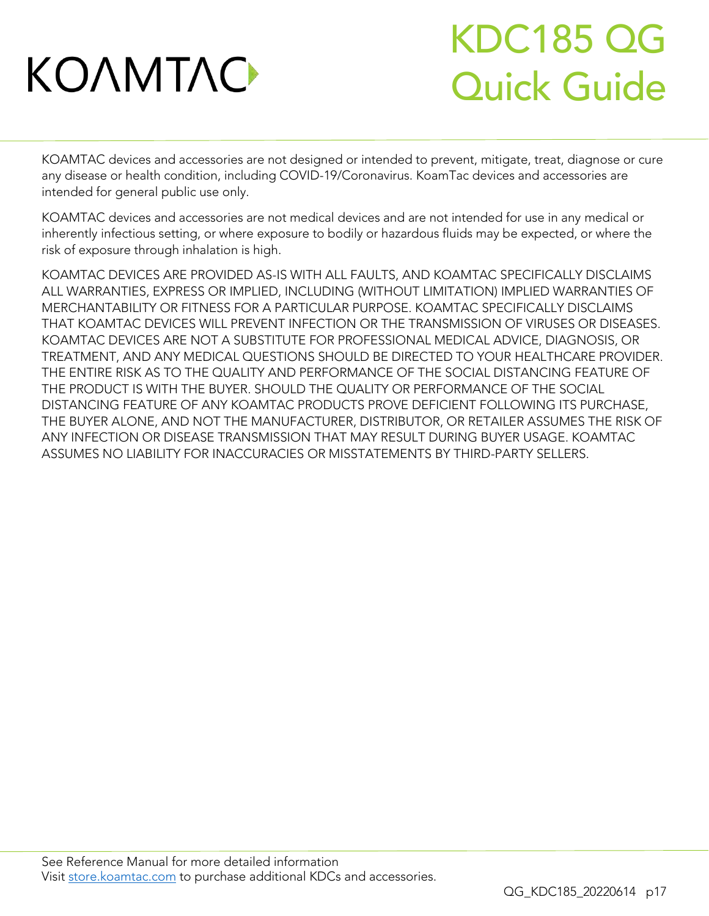KOAMTAC devices and accessories are not designed or intended to prevent, mitigate, treat, diagnose or cure any disease or health condition, including COVID-19/Coronavirus. KoamTac devices and accessories are intended for general public use only.

KOAMTAC devices and accessories are not medical devices and are not intended for use in any medical or inherently infectious setting, or where exposure to bodily or hazardous fluids may be expected, or where the risk of exposure through inhalation is high.

KOAMTAC DEVICES ARE PROVIDED AS-IS WITH ALL FAULTS, AND KOAMTAC SPECIFICALLY DISCLAIMS ALL WARRANTIES, EXPRESS OR IMPLIED, INCLUDING (WITHOUT LIMITATION) IMPLIED WARRANTIES OF MERCHANTABILITY OR FITNESS FOR A PARTICULAR PURPOSE. KOAMTAC SPECIFICALLY DISCLAIMS THAT KOAMTAC DEVICES WILL PREVENT INFECTION OR THE TRANSMISSION OF VIRUSES OR DISEASES. KOAMTAC DEVICES ARE NOT A SUBSTITUTE FOR PROFESSIONAL MEDICAL ADVICE, DIAGNOSIS, OR TREATMENT, AND ANY MEDICAL QUESTIONS SHOULD BE DIRECTED TO YOUR HEALTHCARE PROVIDER. THE ENTIRE RISK AS TO THE QUALITY AND PERFORMANCE OF THE SOCIAL DISTANCING FEATURE OF THE PRODUCT IS WITH THE BUYER. SHOULD THE QUALITY OR PERFORMANCE OF THE SOCIAL DISTANCING FEATURE OF ANY KOAMTAC PRODUCTS PROVE DEFICIENT FOLLOWING ITS PURCHASE, THE BUYER ALONE, AND NOT THE MANUFACTURER, DISTRIBUTOR, OR RETAILER ASSUMES THE RISK OF ANY INFECTION OR DISEASE TRANSMISSION THAT MAY RESULT DURING BUYER USAGE. KOAMTAC ASSUMES NO LIABILITY FOR INACCURACIES OR MISSTATEMENTS BY THIRD-PARTY SELLERS.